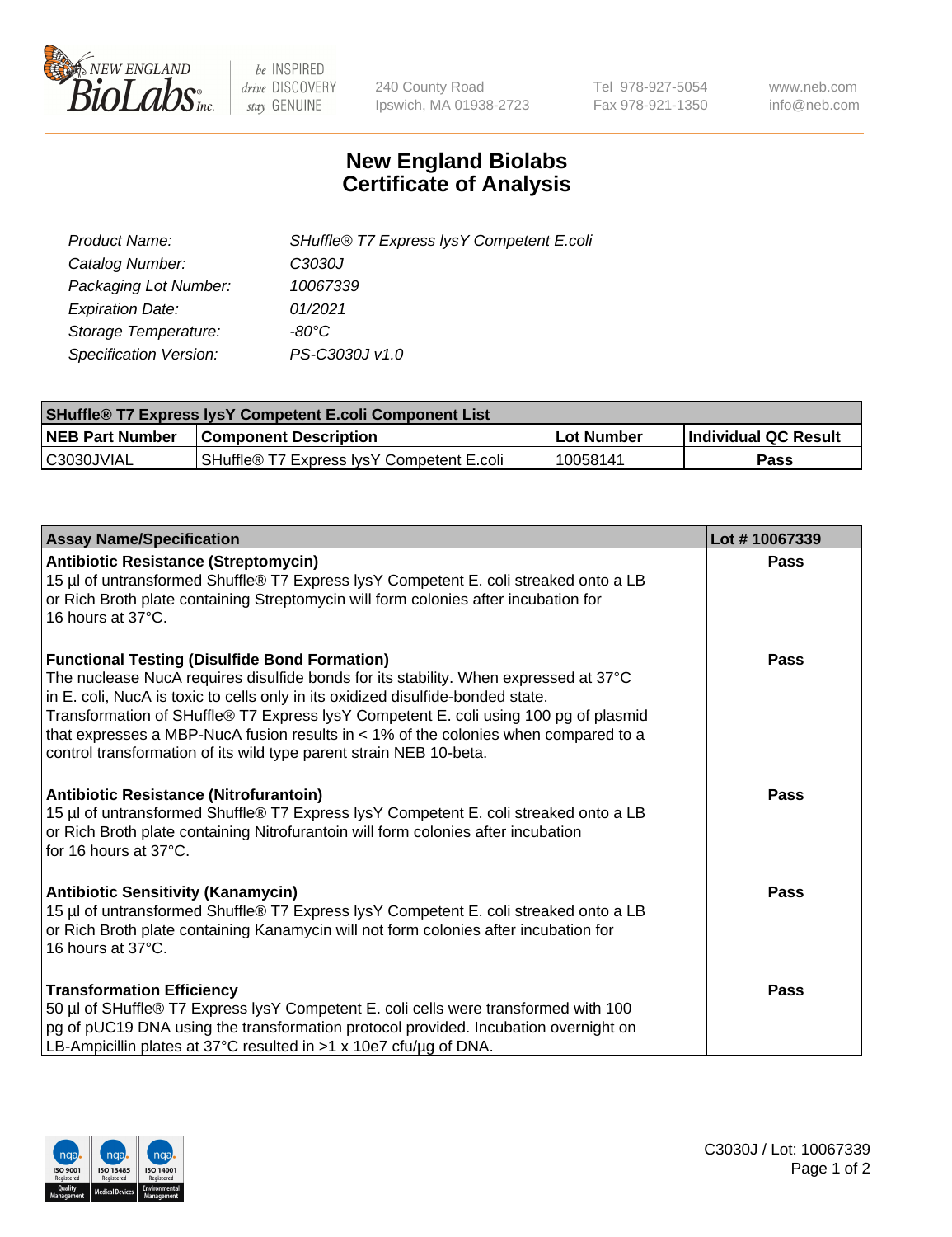# New England Biolabs Certificate of Analysis

| | |
|---|---|
| *Product Name:* | *SHuffle® T7 Express lysY Competent E.coli* |
| *Catalog Number:* | *C3030J* |
| *Packaging Lot Number:* | *10067339* |
| *Expiration Date:* | *01/2021* |
| *Storage Temperature:* | *-80°C* |
| *Specification Version:* | *PS-C3030J v1.0* |

| SHuffle® T7 Express lysY Competent E.coli Component List | | | |
|---|---|---|---|
| **NEB Part Number** | **Component Description** | **Lot Number** | **Individual QC Result** |
| C3030JVIAL | SHuffle® T7 Express lysY Competent E.coli | 10058141 | **Pass** |

| Assay Name/Specification | Lot # 10067339 |
|---|---|
| **Antibiotic Resistance (Streptomycin)**<br>15 µl of untransformed Shuffle® T7 Express lysY Competent E. coli streaked onto a LB or Rich Broth plate containing Streptomycin will form colonies after incubation for 16 hours at 37°C. | **Pass** |
| **Functional Testing (Disulfide Bond Formation)**<br>The nuclease NucA requires disulfide bonds for its stability. When expressed at 37°C in E. coli, NucA is toxic to cells only in its oxidized disulfide-bonded state. Transformation of SHuffle® T7 Express lysY Competent E. coli using 100 pg of plasmid that expresses a MBP-NucA fusion results in < 1% of the colonies when compared to a control transformation of its wild type parent strain NEB 10-beta. | **Pass** |
| **Antibiotic Resistance (Nitrofurantoin)**<br>15 µl of untransformed Shuffle® T7 Express lysY Competent E. coli streaked onto a LB or Rich Broth plate containing Nitrofurantoin will form colonies after incubation for 16 hours at 37°C. | **Pass** |
| **Antibiotic Sensitivity (Kanamycin)**<br>15 µl of untransformed Shuffle® T7 Express lysY Competent E. coli streaked onto a LB or Rich Broth plate containing Kanamycin will not form colonies after incubation for 16 hours at 37°C. | **Pass** |
| **Transformation Efficiency**<br>50 µl of SHuffle® T7 Express lysY Competent E. coli cells were transformed with 100 pg of pUC19 DNA using the transformation protocol provided. Incubation overnight on LB-Ampicillin plates at 37°C resulted in >1 x 10e7 cfu/µg of DNA. | **Pass** |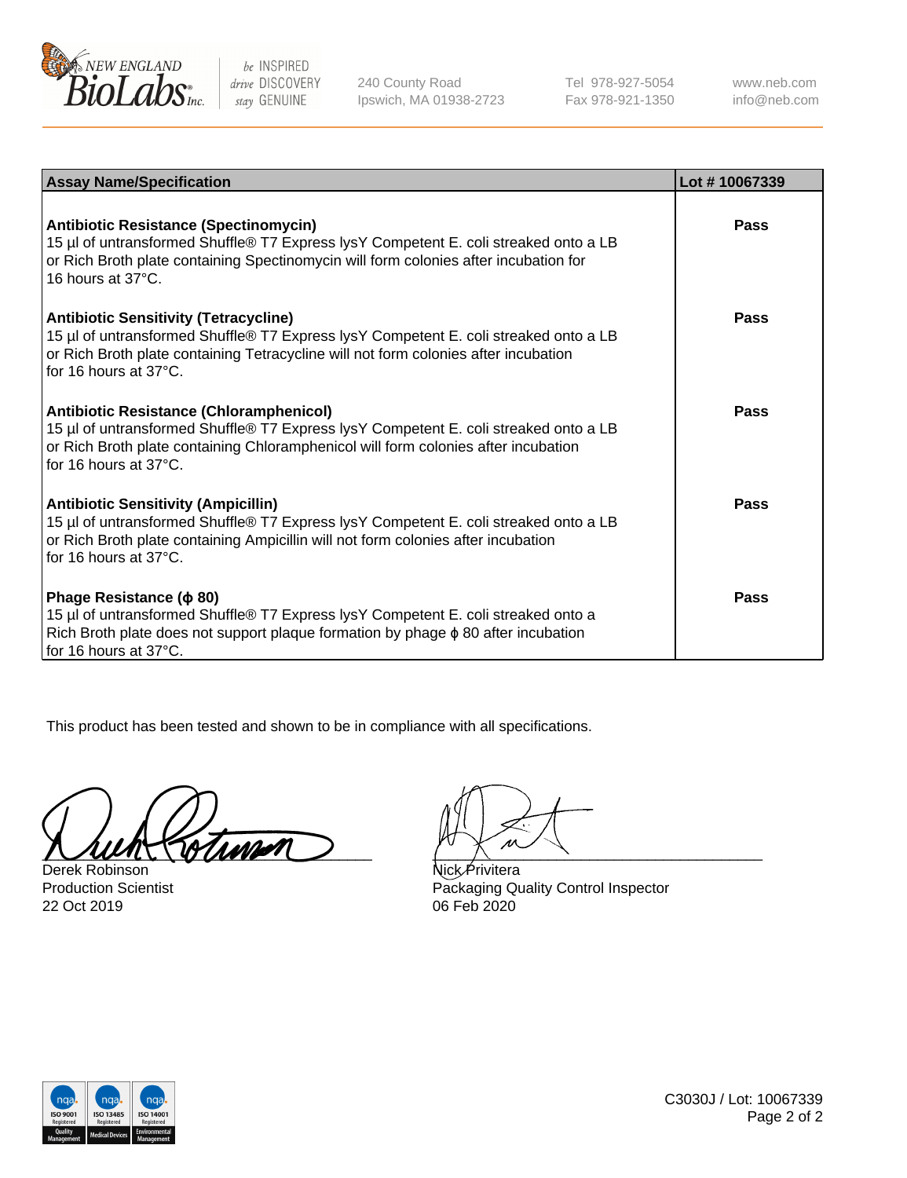| Assay Name/Specification | Lot # 10067339 |
|---|---|
| **Antibiotic Resistance (Spectinomycin)**<br>15 µl of untransformed Shuffle® T7 Express lysY Competent E. coli streaked onto a LB or Rich Broth plate containing Spectinomycin will form colonies after incubation for 16 hours at 37°C. | **Pass** |
| **Antibiotic Sensitivity (Tetracycline)**<br>15 µl of untransformed Shuffle® T7 Express lysY Competent E. coli streaked onto a LB or Rich Broth plate containing Tetracycline will not form colonies after incubation for 16 hours at 37°C. | **Pass** |
| **Antibiotic Resistance (Chloramphenicol)**<br>15 µl of untransformed Shuffle® T7 Express lysY Competent E. coli streaked onto a LB or Rich Broth plate containing Chloramphenicol will form colonies after incubation for 16 hours at 37°C. | **Pass** |
| **Antibiotic Sensitivity (Ampicillin)**<br>15 µl of untransformed Shuffle® T7 Express lysY Competent E. coli streaked onto a LB or Rich Broth plate containing Ampicillin will not form colonies after incubation for 16 hours at 37°C. | **Pass** |
| **Phage Resistance (ϕ 80)**<br>15 µl of untransformed Shuffle® T7 Express lysY Competent E. coli streaked onto a Rich Broth plate does not support plaque formation by phage ϕ 80 after incubation for 16 hours at 37°C. | **Pass** |

This product has been tested and shown to be in compliance with all specifications.

Derek Robinson
Production Scientist
22 Oct 2019

Nick Privitera
Packaging Quality Control Inspector
06 Feb 2020

C3030J / Lot: 10067339